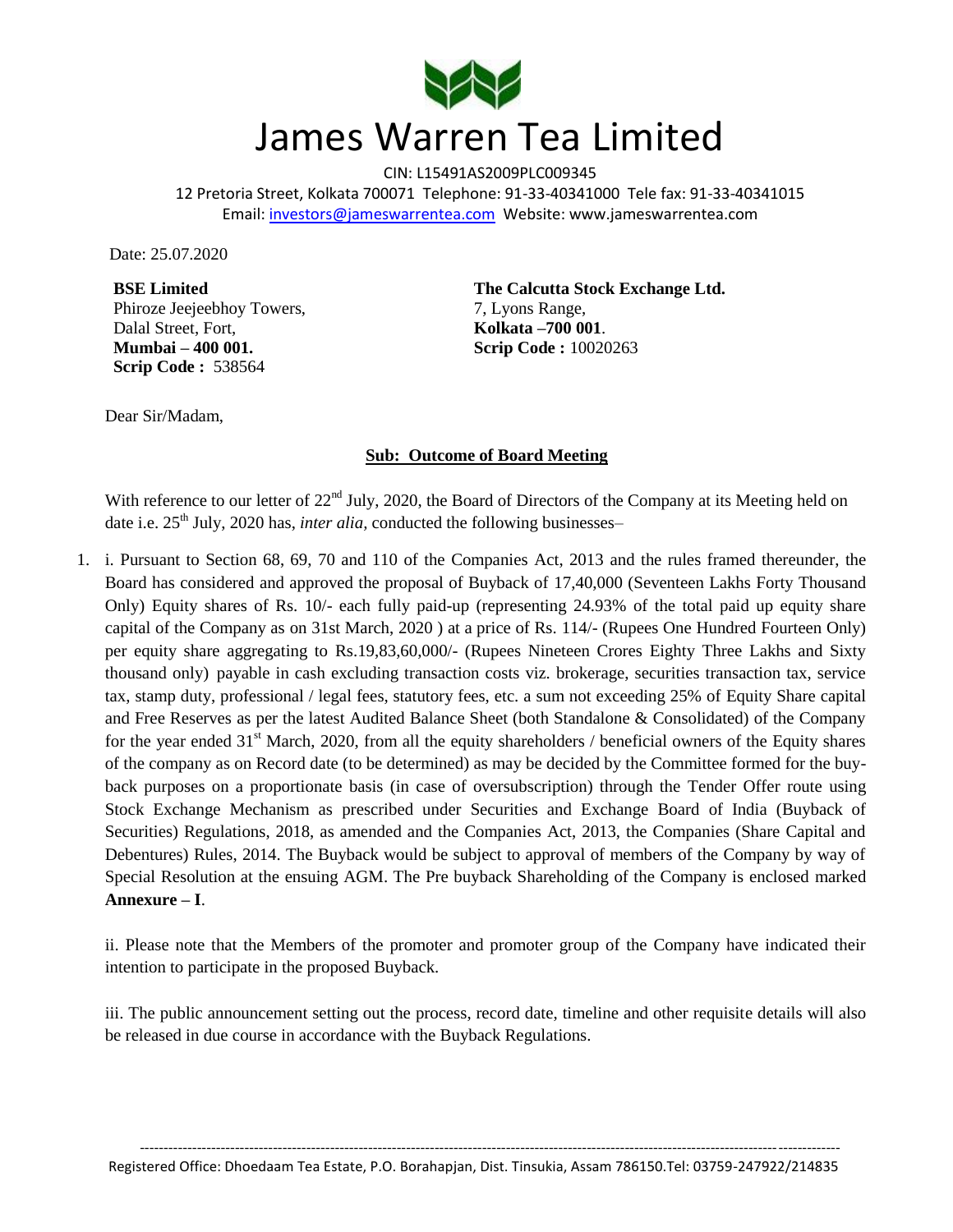# James Warren Tea Limited

CIN: L15491AS2009PLC009345
12 Pretoria Street, Kolkata 700071 Telephone: 91-33-40341000 Tele fax: 91-33-40341015
Email: investors@jameswarrentea.com Website: www.jameswarrentea.com

Date: 25.07.2020

**BSE Limited**
Phiroze Jeejeebhoy Towers,
Dalal Street, Fort,
**Mumbai – 400 001.**
**Scrip Code :** 538564

**The Calcutta Stock Exchange Ltd.**
7, Lyons Range,
**Kolkata –700 001**.
**Scrip Code :** 10020263

Dear Sir/Madam,

**Sub: Outcome of Board Meeting**

With reference to our letter of 22nd July, 2020, the Board of Directors of the Company at its Meeting held on date i.e. 25th July, 2020 has, *inter alia*, conducted the following businesses–

1. i. Pursuant to Section 68, 69, 70 and 110 of the Companies Act, 2013 and the rules framed thereunder, the Board has considered and approved the proposal of Buyback of 17,40,000 (Seventeen Lakhs Forty Thousand Only) Equity shares of Rs. 10/- each fully paid-up (representing 24.93% of the total paid up equity share capital of the Company as on 31st March, 2020 ) at a price of Rs. 114/- (Rupees One Hundred Fourteen Only) per equity share aggregating to Rs.19,83,60,000/- (Rupees Nineteen Crores Eighty Three Lakhs and Sixty thousand only) payable in cash excluding transaction costs viz. brokerage, securities transaction tax, service tax, stamp duty, professional / legal fees, statutory fees, etc. a sum not exceeding 25% of Equity Share capital and Free Reserves as per the latest Audited Balance Sheet (both Standalone & Consolidated) of the Company for the year ended 31st March, 2020, from all the equity shareholders / beneficial owners of the Equity shares of the company as on Record date (to be determined) as may be decided by the Committee formed for the buy-back purposes on a proportionate basis (in case of oversubscription) through the Tender Offer route using Stock Exchange Mechanism as prescribed under Securities and Exchange Board of India (Buyback of Securities) Regulations, 2018, as amended and the Companies Act, 2013, the Companies (Share Capital and Debentures) Rules, 2014. The Buyback would be subject to approval of members of the Company by way of Special Resolution at the ensuing AGM. The Pre buyback Shareholding of the Company is enclosed marked **Annexure – I**.

   ii. Please note that the Members of the promoter and promoter group of the Company have indicated their intention to participate in the proposed Buyback.

   iii. The public announcement setting out the process, record date, timeline and other requisite details will also be released in due course in accordance with the Buyback Regulations.

Registered Office: Dhoedaam Tea Estate, P.O. Borahapjan, Dist. Tinsukia, Assam 786150.Tel: 03759-247922/214835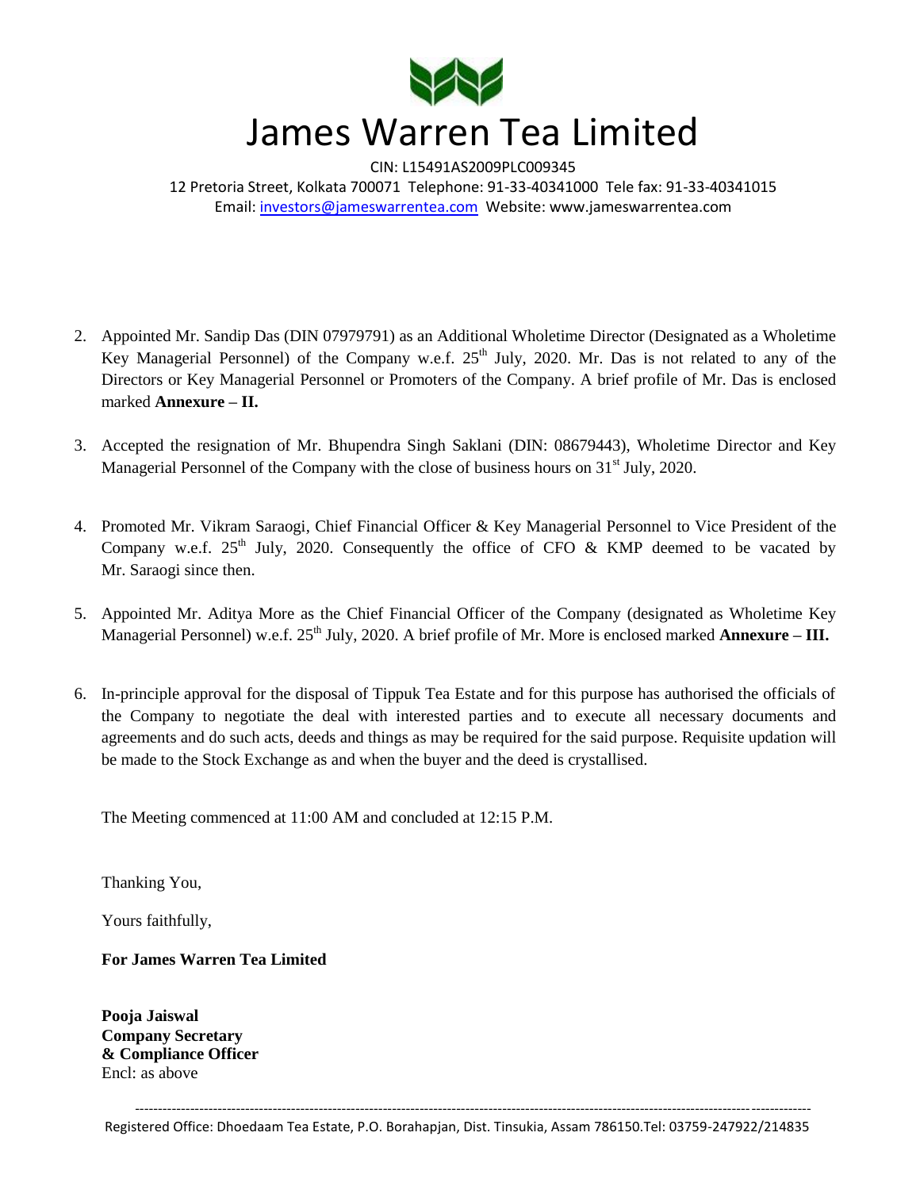# James Warren Tea Limited

CIN: L15491AS2009PLC009345
12 Pretoria Street, Kolkata 700071 Telephone: 91-33-40341000 Tele fax: 91-33-40341015
Email: investors@jameswarrentea.com Website: www.jameswarrentea.com

2. Appointed Mr. Sandip Das (DIN 07979791) as an Additional Wholetime Director (Designated as a Wholetime Key Managerial Personnel) of the Company w.e.f. 25th July, 2020. Mr. Das is not related to any of the Directors or Key Managerial Personnel or Promoters of the Company. A brief profile of Mr. Das is enclosed marked **Annexure – II.**

3. Accepted the resignation of Mr. Bhupendra Singh Saklani (DIN: 08679443), Wholetime Director and Key Managerial Personnel of the Company with the close of business hours on 31st July, 2020.

4. Promoted Mr. Vikram Saraogi, Chief Financial Officer & Key Managerial Personnel to Vice President of the Company w.e.f. 25th July, 2020. Consequently the office of CFO & KMP deemed to be vacated by Mr. Saraogi since then.

5. Appointed Mr. Aditya More as the Chief Financial Officer of the Company (designated as Wholetime Key Managerial Personnel) w.e.f. 25th July, 2020. A brief profile of Mr. More is enclosed marked **Annexure – III.**

6. In-principle approval for the disposal of Tippuk Tea Estate and for this purpose has authorised the officials of the Company to negotiate the deal with interested parties and to execute all necessary documents and agreements and do such acts, deeds and things as may be required for the said purpose. Requisite updation will be made to the Stock Exchange as and when the buyer and the deed is crystallised.

The Meeting commenced at 11:00 AM and concluded at 12:15 P.M.

Thanking You,

Yours faithfully,

**For James Warren Tea Limited**

**Pooja Jaiswal**
**Company Secretary**
**& Compliance Officer**
Encl: as above

Registered Office: Dhoedaam Tea Estate, P.O. Borahapjan, Dist. Tinsukia, Assam 786150.Tel: 03759-247922/214835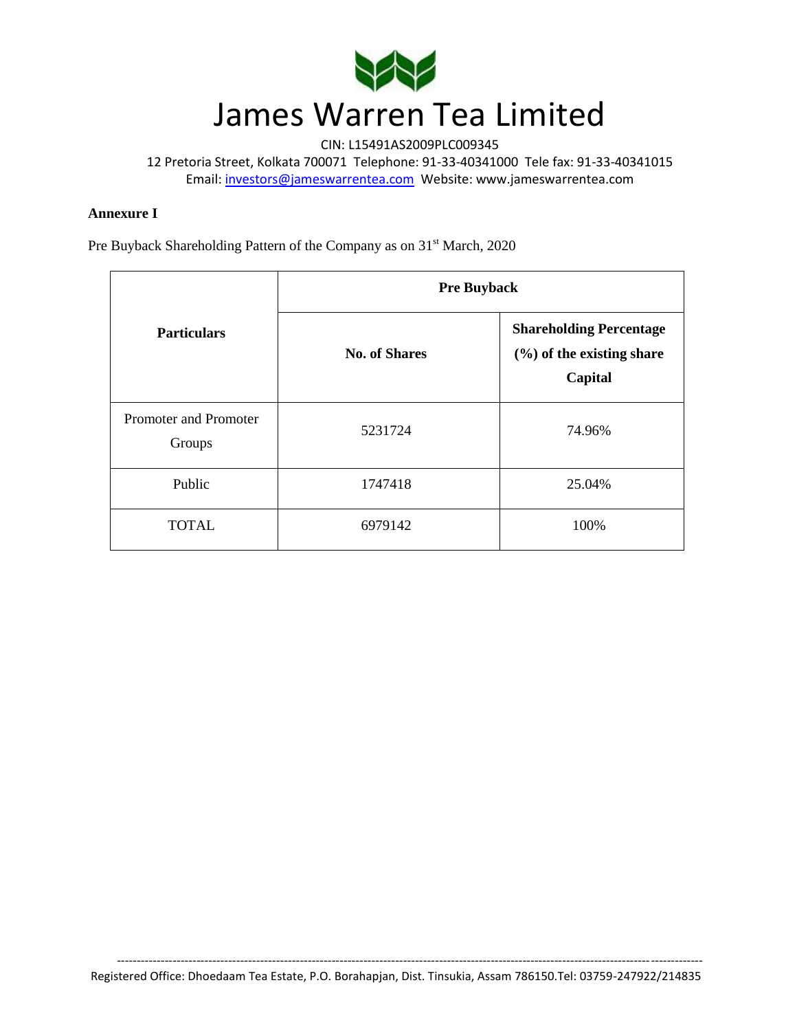# James Warren Tea Limited

CIN: L15491AS2009PLC009345

12 Pretoria Street, Kolkata 700071 Telephone: 91-33-40341000 Tele fax: 91-33-40341015

Email: investors@jameswarrentea.com Website: www.jameswarrentea.com

**Annexure I**

Pre Buyback Shareholding Pattern of the Company as on 31st March, 2020

| Particulars | Pre Buyback | |
|---|---|---|
| | **No. of Shares** | **Shareholding Percentage (%) of the existing share Capital** |
| Promoter and Promoter Groups | 5231724 | 74.96% |
| Public | 1747418 | 25.04% |
| TOTAL | 6979142 | 100% |

Registered Office: Dhoedaam Tea Estate, P.O. Borahapjan, Dist. Tinsukia, Assam 786150.Tel: 03759-247922/214835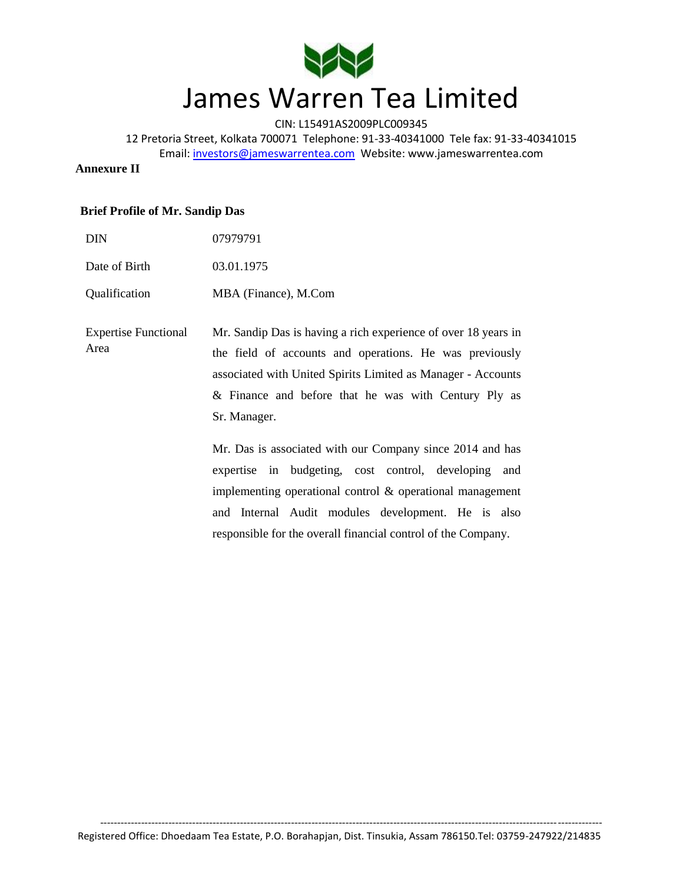# James Warren Tea Limited

CIN: L15491AS2009PLC009345
12 Pretoria Street, Kolkata 700071 Telephone: 91-33-40341000 Tele fax: 91-33-40341015
Email: investors@jameswarrentea.com Website: www.jameswarrentea.com

**Annexure II**

**Brief Profile of Mr. Sandip Das**

| | |
|---|---|
| DIN | 07979791 |
| Date of Birth | 03.01.1975 |
| Qualification | MBA (Finance), M.Com |
| Expertise Functional Area | Mr. Sandip Das is having a rich experience of over 18 years in the field of accounts and operations. He was previously associated with United Spirits Limited as Manager - Accounts & Finance and before that he was with Century Ply as Sr. Manager.<br><br>Mr. Das is associated with our Company since 2014 and has expertise in budgeting, cost control, developing and implementing operational control & operational management and Internal Audit modules development. He is also responsible for the overall financial control of the Company. |

Registered Office: Dhoedaam Tea Estate, P.O. Borahapjan, Dist. Tinsukia, Assam 786150.Tel: 03759-247922/214835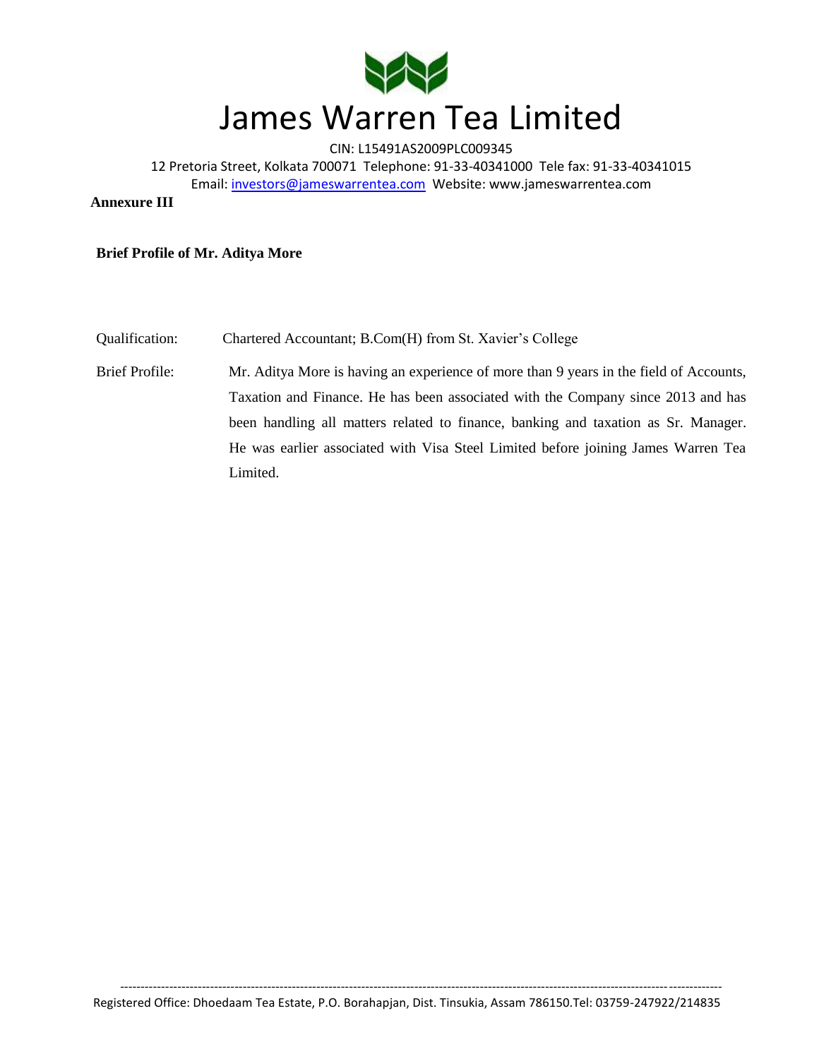# James Warren Tea Limited

CIN: L15491AS2009PLC009345
12 Pretoria Street, Kolkata 700071 Telephone: 91-33-40341000 Tele fax: 91-33-40341015
Email: investors@jameswarrentea.com Website: www.jameswarrentea.com

**Annexure III**

**Brief Profile of Mr. Aditya More**

| | |
|---|---|
| Qualification: | Chartered Accountant; B.Com(H) from St. Xavier's College |
| Brief Profile: | Mr. Aditya More is having an experience of more than 9 years in the field of Accounts, Taxation and Finance. He has been associated with the Company since 2013 and has been handling all matters related to finance, banking and taxation as Sr. Manager. He was earlier associated with Visa Steel Limited before joining James Warren Tea Limited. |

Registered Office: Dhoedaam Tea Estate, P.O. Borahapjan, Dist. Tinsukia, Assam 786150.Tel: 03759-247922/214835